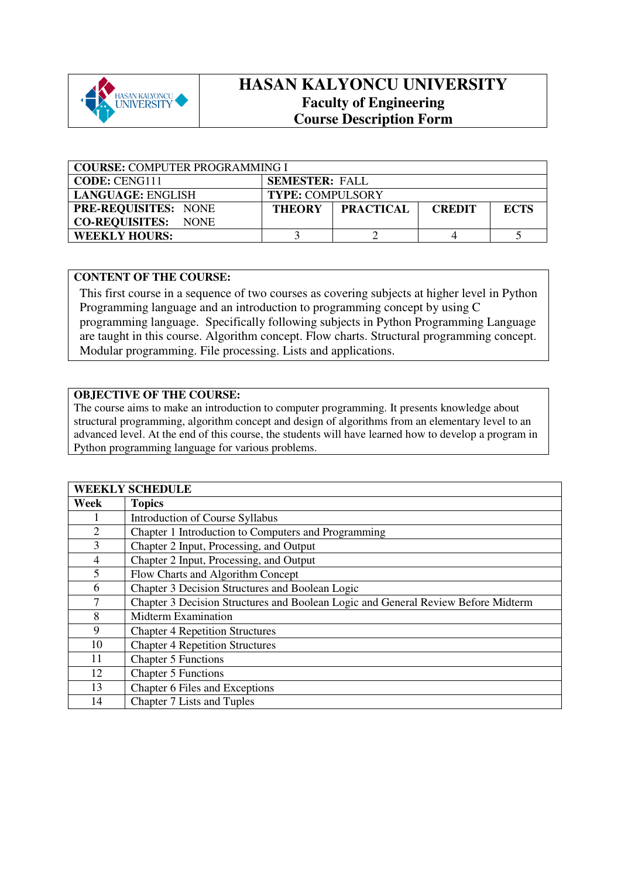# HASAN KALYONCU UNIVERSITY
## Faculty of Engineering
## Course Description Form

| **COURSE:** COMPUTER PROGRAMMING I | | | | |
|---|---|---|---|---|
| **CODE:** CENG111 | **SEMESTER:** FALL | | | |
| **LANGUAGE:** ENGLISH | **TYPE:** COMPULSORY | | | |
| **PRE-REQUISITES:** NONE<br>**CO-REQUISITES:** NONE | **THEORY** | **PRACTICAL** | **CREDIT** | **ECTS** |
| **WEEKLY HOURS:** | 3 | 2 | 4 | 5 |

**CONTENT OF THE COURSE:**

This first course in a sequence of two courses as covering subjects at higher level in Python Programming language and an introduction to programming concept by using C programming language. Specifically following subjects in Python Programming Language are taught in this course. Algorithm concept. Flow charts. Structural programming concept. Modular programming. File processing. Lists and applications.

**OBJECTIVE OF THE COURSE:**

The course aims to make an introduction to computer programming. It presents knowledge about structural programming, algorithm concept and design of algorithms from an elementary level to an advanced level. At the end of this course, the students will have learned how to develop a program in Python programming language for various problems.

**WEEKLY SCHEDULE**

| Week | Topics |
|---|---|
| 1 | Introduction of Course Syllabus |
| 2 | Chapter 1 Introduction to Computers and Programming |
| 3 | Chapter 2 Input, Processing, and Output |
| 4 | Chapter 2 Input, Processing, and Output |
| 5 | Flow Charts and Algorithm Concept |
| 6 | Chapter 3 Decision Structures and Boolean Logic |
| 7 | Chapter 3 Decision Structures and Boolean Logic and General Review Before Midterm |
| 8 | Midterm Examination |
| 9 | Chapter 4 Repetition Structures |
| 10 | Chapter 4 Repetition Structures |
| 11 | Chapter 5 Functions |
| 12 | Chapter 5 Functions |
| 13 | Chapter 6 Files and Exceptions |
| 14 | Chapter 7 Lists and Tuples |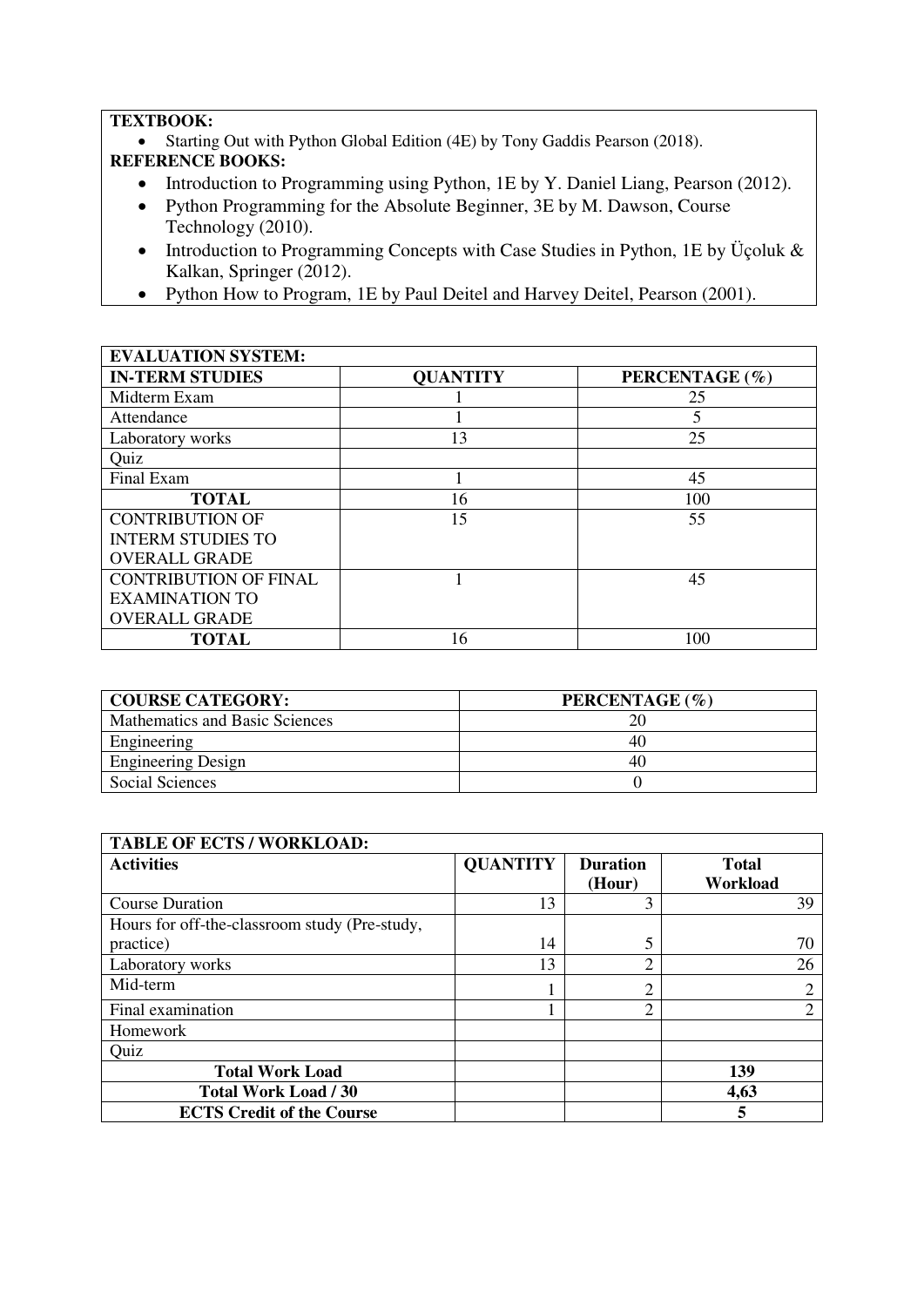**TEXTBOOK:**

- Starting Out with Python Global Edition (4E) by Tony Gaddis Pearson (2018).

**REFERENCE BOOKS:**

- Introduction to Programming using Python, 1E by Y. Daniel Liang, Pearson (2012).
- Python Programming for the Absolute Beginner, 3E by M. Dawson, Course Technology (2010).
- Introduction to Programming Concepts with Case Studies in Python, 1E by Üçoluk & Kalkan, Springer (2012).
- Python How to Program, 1E by Paul Deitel and Harvey Deitel, Pearson (2001).

| EVALUATION SYSTEM: | | |
|---|---|---|
| **IN-TERM STUDIES** | **QUANTITY** | **PERCENTAGE (%)** |
| Midterm Exam | 1 | 25 |
| Attendance | 1 | 5 |
| Laboratory works | 13 | 25 |
| Quiz | | |
| Final Exam | 1 | 45 |
| **TOTAL** | 16 | 100 |
| CONTRIBUTION OF INTERM STUDIES TO OVERALL GRADE | 15 | 55 |
| CONTRIBUTION OF FINAL EXAMINATION TO OVERALL GRADE | 1 | 45 |
| **TOTAL** | 16 | 100 |

| COURSE CATEGORY: | PERCENTAGE (%) |
|---|---|
| Mathematics and Basic Sciences | 20 |
| Engineering | 40 |
| Engineering Design | 40 |
| Social Sciences | 0 |

| TABLE OF ECTS / WORKLOAD: | | | |
|---|---|---|---|
| **Activities** | **QUANTITY** | **Duration (Hour)** | **Total Workload** |
| Course Duration | 13 | 3 | 39 |
| Hours for off-the-classroom study (Pre-study, practice) | 14 | 5 | 70 |
| Laboratory works | 13 | 2 | 26 |
| Mid-term | 1 | 2 | 2 |
| Final examination | 1 | 2 | 2 |
| Homework | | | |
| Quiz | | | |
| **Total Work Load** | | | **139** |
| **Total Work Load / 30** | | | **4,63** |
| **ECTS Credit of the Course** | | | **5** |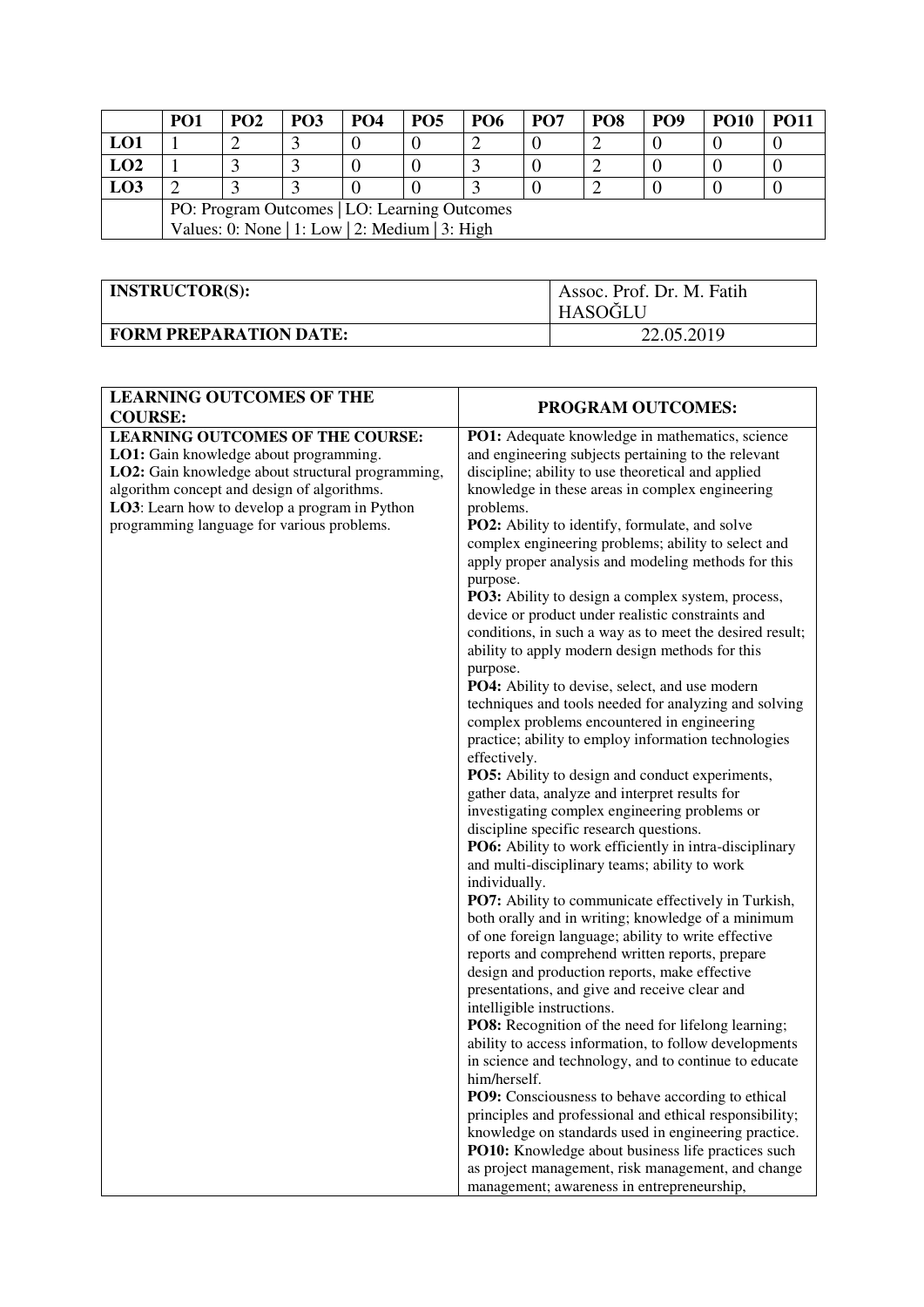| | PO1 | PO2 | PO3 | PO4 | PO5 | PO6 | PO7 | PO8 | PO9 | PO10 | PO11 |
|---|---|---|---|---|---|---|---|---|---|---|---|
| **LO1** | 1 | 2 | 3 | 0 | 0 | 2 | 0 | 2 | 0 | 0 | 0 |
| **LO2** | 1 | 3 | 3 | 0 | 0 | 3 | 0 | 2 | 0 | 0 | 0 |
| **LO3** | 2 | 3 | 3 | 0 | 0 | 3 | 0 | 2 | 0 | 0 | 0 |
| | PO: Program Outcomes \| LO: Learning Outcomes<br>Values: 0: None \| 1: Low \| 2: Medium \| 3: High | | | | | | | | | | |

| **INSTRUCTOR(S):** | Assoc. Prof. Dr. M. Fatih HASOĞLU |
|---|---|
| **FORM PREPARATION DATE:** | 22.05.2019 |

| **LEARNING OUTCOMES OF THE COURSE:** | **PROGRAM OUTCOMES:** |
|---|---|
| **LEARNING OUTCOMES OF THE COURSE:**<br>**LO1:** Gain knowledge about programming.<br>**LO2:** Gain knowledge about structural programming, algorithm concept and design of algorithms.<br>**LO3**: Learn how to develop a program in Python programming language for various problems. | **PO1:** Adequate knowledge in mathematics, science and engineering subjects pertaining to the relevant discipline; ability to use theoretical and applied knowledge in these areas in complex engineering problems.<br>**PO2:** Ability to identify, formulate, and solve complex engineering problems; ability to select and apply proper analysis and modeling methods for this purpose.<br>**PO3:** Ability to design a complex system, process, device or product under realistic constraints and conditions, in such a way as to meet the desired result; ability to apply modern design methods for this purpose.<br>**PO4:** Ability to devise, select, and use modern techniques and tools needed for analyzing and solving complex problems encountered in engineering practice; ability to employ information technologies effectively.<br>**PO5:** Ability to design and conduct experiments, gather data, analyze and interpret results for investigating complex engineering problems or discipline specific research questions.<br>**PO6:** Ability to work efficiently in intra-disciplinary and multi-disciplinary teams; ability to work individually.<br>**PO7:** Ability to communicate effectively in Turkish, both orally and in writing; knowledge of a minimum of one foreign language; ability to write effective reports and comprehend written reports, prepare design and production reports, make effective presentations, and give and receive clear and intelligible instructions.<br>**PO8:** Recognition of the need for lifelong learning; ability to access information, to follow developments in science and technology, and to continue to educate him/herself.<br>**PO9:** Consciousness to behave according to ethical principles and professional and ethical responsibility; knowledge on standards used in engineering practice.<br>**PO10:** Knowledge about business life practices such as project management, risk management, and change management; awareness in entrepreneurship, |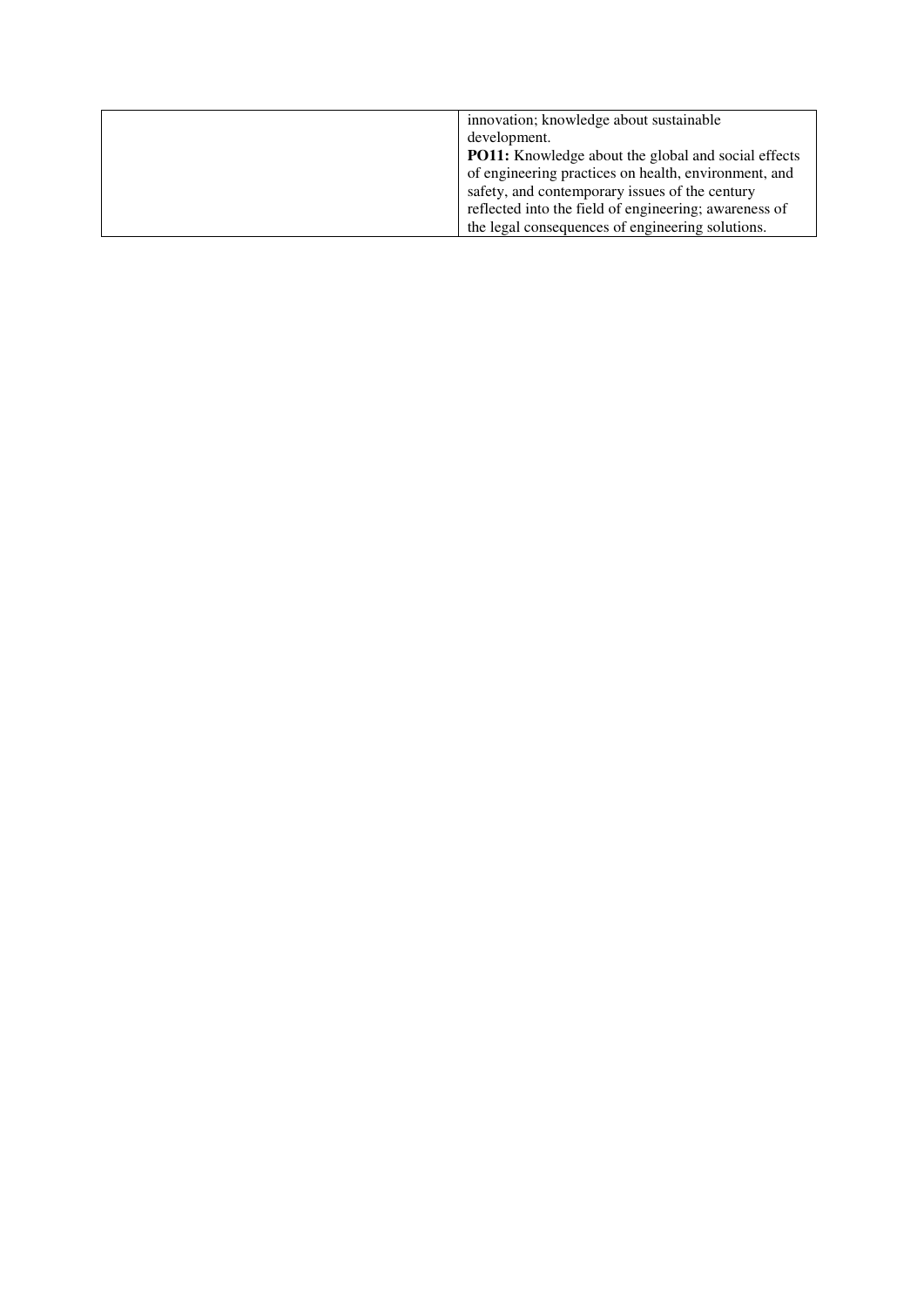| | |
|---|---|
| | innovation; knowledge about sustainable development.<br>**PO11:** Knowledge about the global and social effects of engineering practices on health, environment, and safety, and contemporary issues of the century reflected into the field of engineering; awareness of the legal consequences of engineering solutions. |